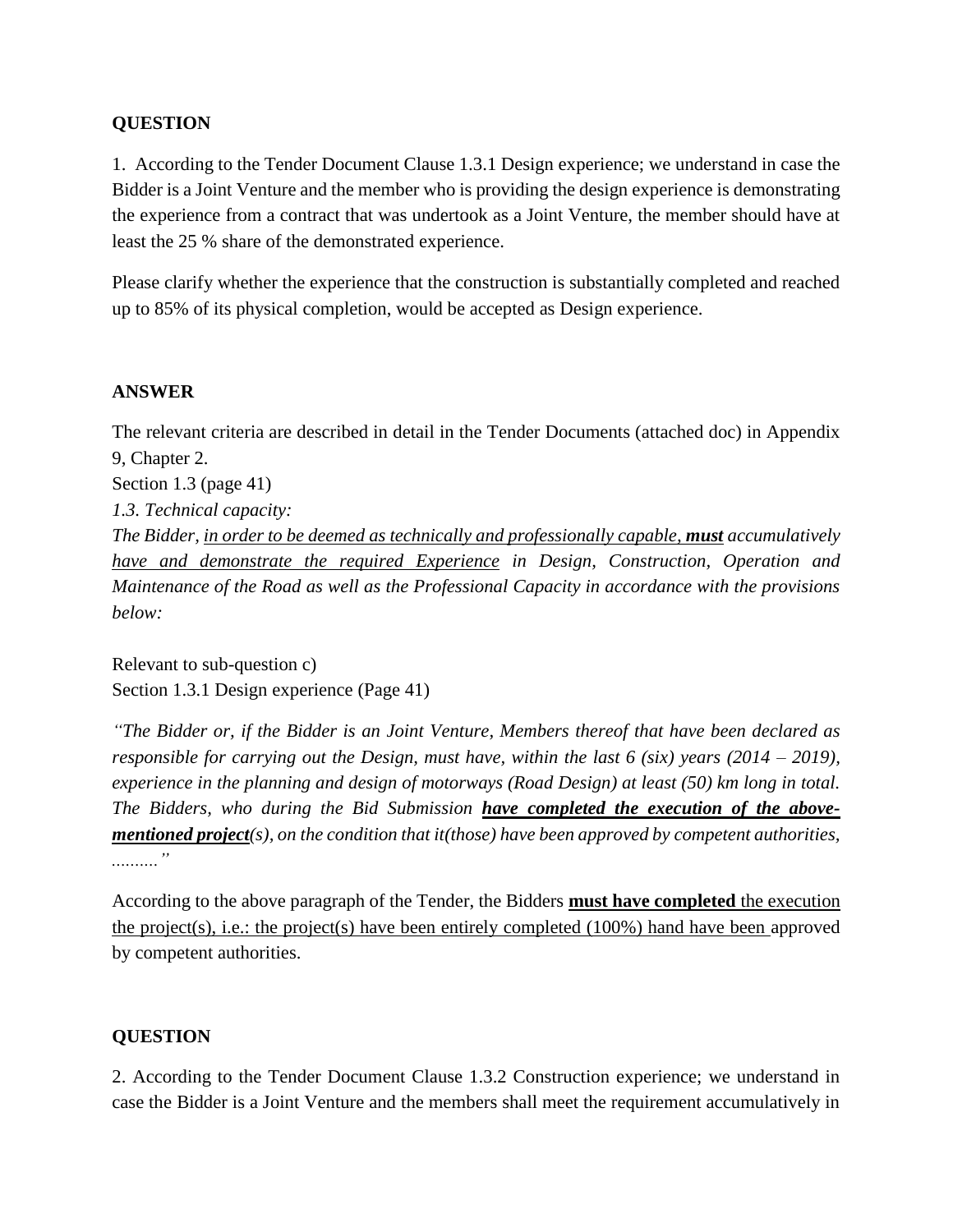**QUESTION**

1. According to the Tender Document Clause 1.3.1 Design experience; we understand in case the Bidder is a Joint Venture and the member who is providing the design experience is demonstrating the experience from a contract that was undertook as a Joint Venture, the member should have at least the 25 % share of the demonstrated experience.

Please clarify whether the experience that the construction is substantially completed and reached up to 85% of its physical completion, would be accepted as Design experience.

**ANSWER**

The relevant criteria are described in detail in the Tender Documents (attached doc) in Appendix 9, Chapter 2.
Section 1.3 (page 41)
*1.3. Technical capacity:*
*The Bidder, <u>in order to be deemed as technically and professionally capable, **must**</u> accumulatively <u>have and demonstrate the required Experience</u> in Design, Construction, Operation and Maintenance of the Road as well as the Professional Capacity in accordance with the provisions below:*

Relevant to sub-question c)
Section 1.3.1 Design experience (Page 41)

*"The Bidder or, if the Bidder is an Joint Venture, Members thereof that have been declared as responsible for carrying out the Design, must have, within the last 6 (six) years (2014 – 2019), experience in the planning and design of motorways (Road Design) at least (50) km long in total. The Bidders, who during the Bid Submission **<u>have completed the execution of the above-mentioned project</u>**(s), on the condition that it(those) have been approved by competent authorities, ………"*

According to the above paragraph of the Tender, the Bidders **<u>must have completed</u>** <u>the execution the project(s), i.e.: the project(s) have been entirely completed (100%) hand have been</u> approved by competent authorities.

**QUESTION**

2. According to the Tender Document Clause 1.3.2 Construction experience; we understand in case the Bidder is a Joint Venture and the members shall meet the requirement accumulatively in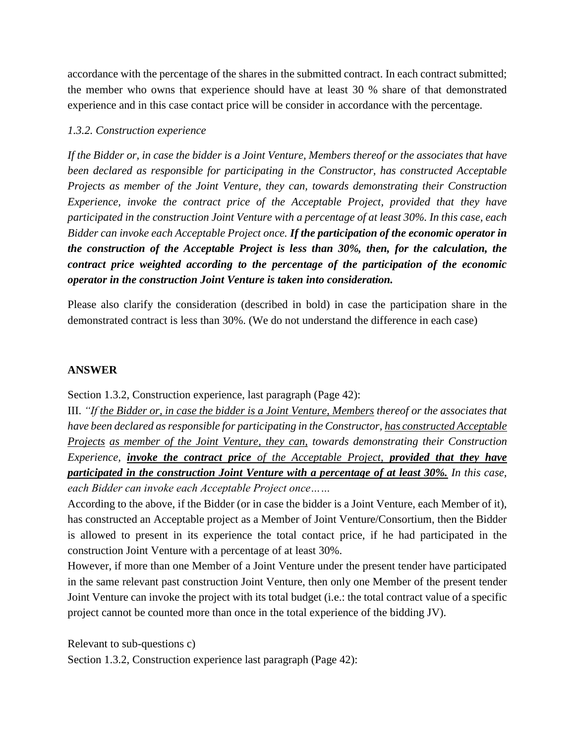accordance with the percentage of the shares in the submitted contract. In each contract submitted; the member who owns that experience should have at least 30 % share of that demonstrated experience and in this case contact price will be consider in accordance with the percentage.

*1.3.2. Construction experience*

*If the Bidder or, in case the bidder is a Joint Venture, Members thereof or the associates that have been declared as responsible for participating in the Constructor, has constructed Acceptable Projects as member of the Joint Venture, they can, towards demonstrating their Construction Experience, invoke the contract price of the Acceptable Project, provided that they have participated in the construction Joint Venture with a percentage of at least 30%. In this case, each Bidder can invoke each Acceptable Project once.* ***If the participation of the economic operator in the construction of the Acceptable Project is less than 30%, then, for the calculation, the contract price weighted according to the percentage of the participation of the economic operator in the construction Joint Venture is taken into consideration.***

Please also clarify the consideration (described in bold) in case the participation share in the demonstrated contract is less than 30%. (We do not understand the difference in each case)

**ANSWER**

Section 1.3.2, Construction experience, last paragraph (Page 42):

III. *"If <u>the Bidder or, in case the bidder is a Joint Venture, Members</u> thereof or the associates that have been declared as responsible for participating in the Constructor, <u>has constructed Acceptable Projects</u> <u>as member of the Joint Venture, they can,</u> towards demonstrating their Construction Experience,* ***<u>invoke the contract price</u>*** *of the Acceptable Project,* ***<u>provided that they have participated in the construction Joint Venture with a percentage of at least 30%.</u>*** *In this case, each Bidder can invoke each Acceptable Project once……*

According to the above, if the Bidder (or in case the bidder is a Joint Venture, each Member of it), has constructed an Acceptable project as a Member of Joint Venture/Consortium, then the Bidder is allowed to present in its experience the total contact price, if he had participated in the construction Joint Venture with a percentage of at least 30%.

However, if more than one Member of a Joint Venture under the present tender have participated in the same relevant past construction Joint Venture, then only one Member of the present tender Joint Venture can invoke the project with its total budget (i.e.: the total contract value of a specific project cannot be counted more than once in the total experience of the bidding JV).

Relevant to sub-questions c)

Section 1.3.2, Construction experience last paragraph (Page 42):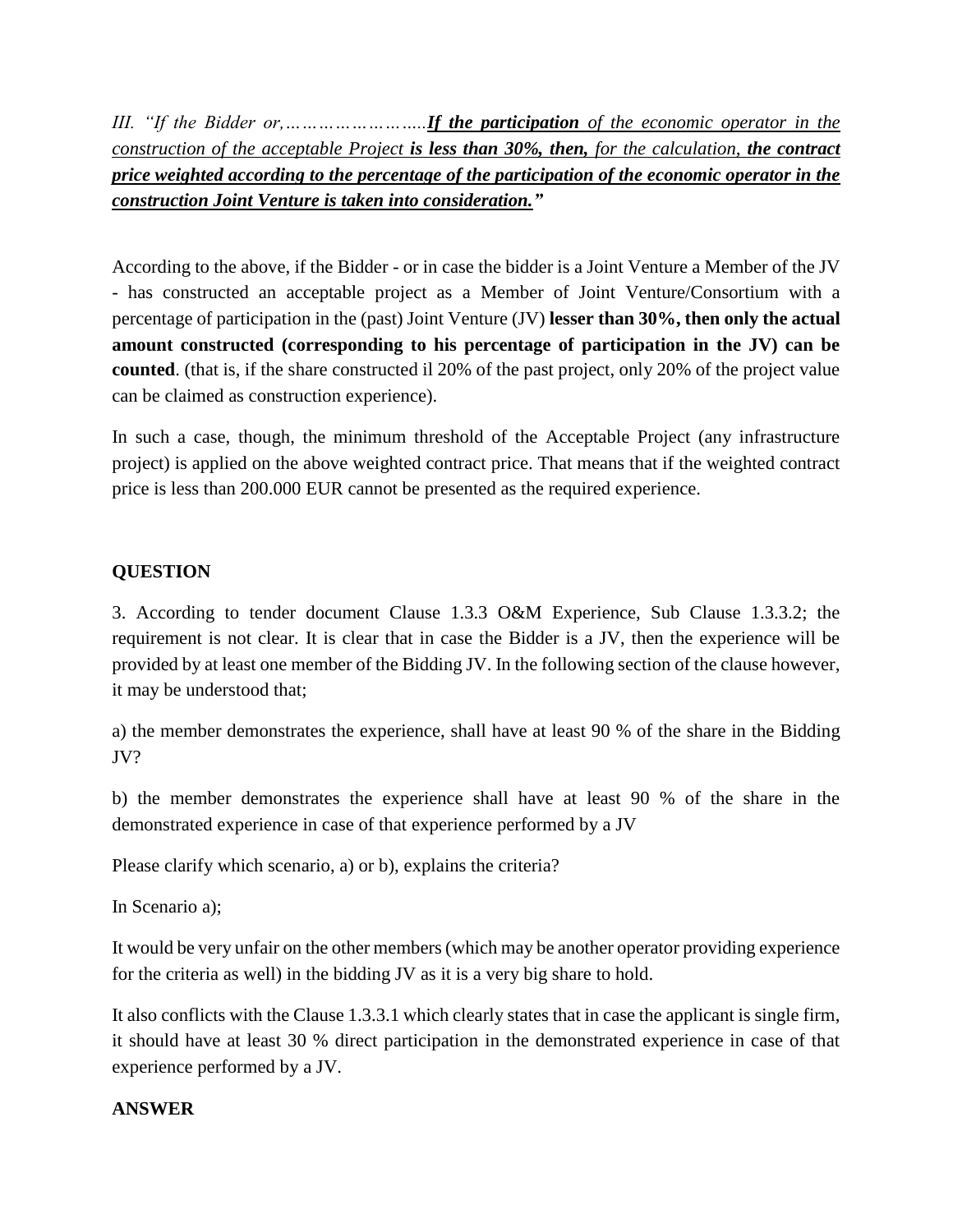*III. "If the Bidder or,……………………..**If the participation** of the economic operator in the construction of the acceptable Project **is less than 30%, then,** for the calculation, **the contract price weighted according to the percentage of the participation of the economic operator in the construction Joint Venture is taken into consideration."***

According to the above, if the Bidder - or in case the bidder is a Joint Venture a Member of the JV - has constructed an acceptable project as a Member of Joint Venture/Consortium with a percentage of participation in the (past) Joint Venture (JV) **lesser than 30%, then only the actual amount constructed (corresponding to his percentage of participation in the JV) can be counted**. (that is, if the share constructed il 20% of the past project, only 20% of the project value can be claimed as construction experience).

In such a case, though, the minimum threshold of the Acceptable Project (any infrastructure project) is applied on the above weighted contract price. That means that if the weighted contract price is less than 200.000 EUR cannot be presented as the required experience.

**QUESTION**

3. According to tender document Clause 1.3.3 O&M Experience, Sub Clause 1.3.3.2; the requirement is not clear. It is clear that in case the Bidder is a JV, then the experience will be provided by at least one member of the Bidding JV. In the following section of the clause however, it may be understood that;

a) the member demonstrates the experience, shall have at least 90 % of the share in the Bidding JV?

b) the member demonstrates the experience shall have at least 90 % of the share in the demonstrated experience in case of that experience performed by a JV

Please clarify which scenario, a) or b), explains the criteria?

In Scenario a);

It would be very unfair on the other members (which may be another operator providing experience for the criteria as well) in the bidding JV as it is a very big share to hold.

It also conflicts with the Clause 1.3.3.1 which clearly states that in case the applicant is single firm, it should have at least 30 % direct participation in the demonstrated experience in case of that experience performed by a JV.

**ANSWER**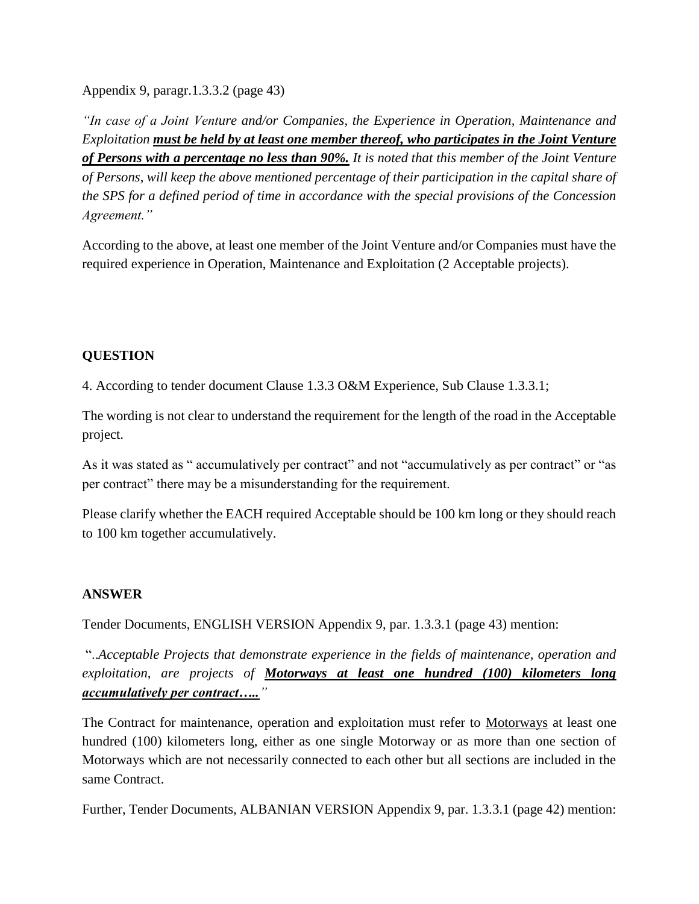Appendix 9, paragr.1.3.3.2 (page 43)

*"In case of a Joint Venture and/or Companies, the Experience in Operation, Maintenance and Exploitation* ***<u>must be held by at least one member thereof, who participates in the Joint Venture of Persons with a percentage no less than 90%.</u>*** *It is noted that this member of the Joint Venture of Persons, will keep the above mentioned percentage of their participation in the capital share of the SPS for a defined period of time in accordance with the special provisions of the Concession Agreement."*

According to the above, at least one member of the Joint Venture and/or Companies must have the required experience in Operation, Maintenance and Exploitation (2 Acceptable projects).

**QUESTION**

4. According to tender document Clause 1.3.3 O&M Experience, Sub Clause 1.3.3.1;

The wording is not clear to understand the requirement for the length of the road in the Acceptable project.

As it was stated as " accumulatively per contract" and not "accumulatively as per contract" or "as per contract" there may be a misunderstanding for the requirement.

Please clarify whether the EACH required Acceptable should be 100 km long or they should reach to 100 km together accumulatively.

**ANSWER**

Tender Documents, ENGLISH VERSION Appendix 9, par. 1.3.3.1 (page 43) mention:

"..*Acceptable Projects that demonstrate experience in the fields of maintenance, operation and exploitation, are projects of* ***<u>Motorways at least one hundred (100) kilometers long accumulatively per contract…..</u>****"*

The Contract for maintenance, operation and exploitation must refer to <u>Motorways</u> at least one hundred (100) kilometers long, either as one single Motorway or as more than one section of Motorways which are not necessarily connected to each other but all sections are included in the same Contract.

Further, Tender Documents, ALBANIAN VERSION Appendix 9, par. 1.3.3.1 (page 42) mention: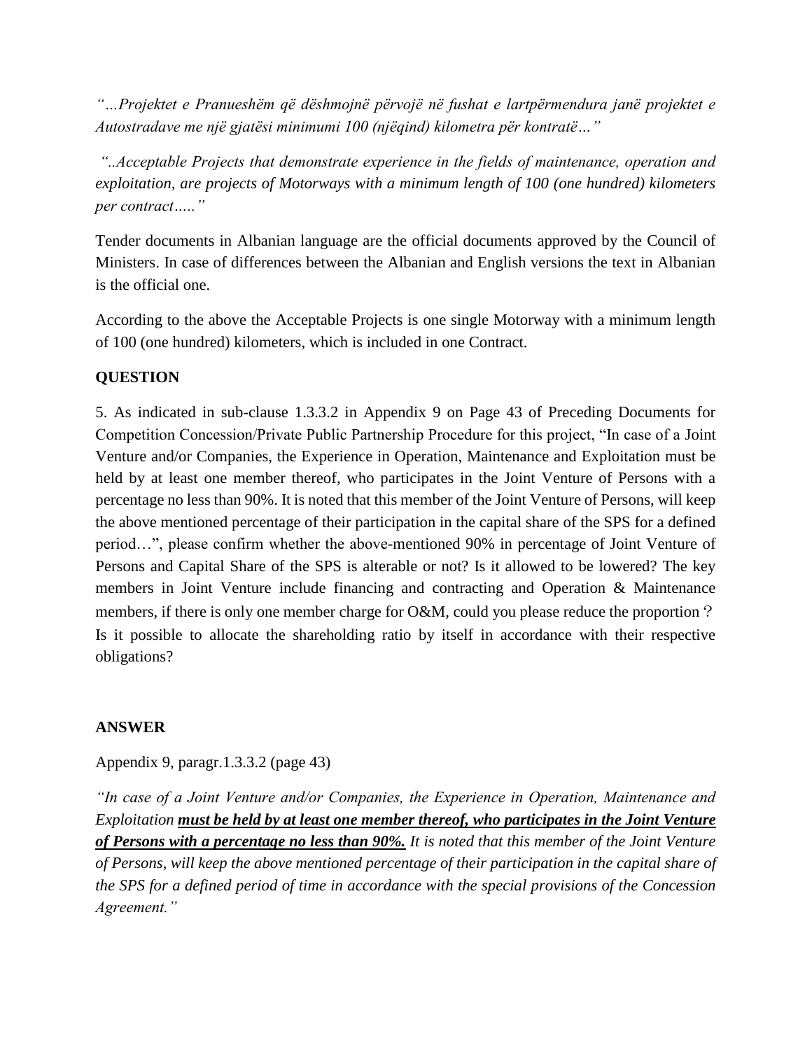*"…Projektet e Pranueshëm që dëshmojnë përvojë në fushat e lartpërmendura janë projektet e Autostradave me një gjatësi minimumi 100 (njëqind) kilometra për kontratë…"*

*"..Acceptable Projects that demonstrate experience in the fields of maintenance, operation and exploitation, are projects of Motorways with a minimum length of 100 (one hundred) kilometers per contract….."*

Tender documents in Albanian language are the official documents approved by the Council of Ministers. In case of differences between the Albanian and English versions the text in Albanian is the official one.

According to the above the Acceptable Projects is one single Motorway with a minimum length of 100 (one hundred) kilometers, which is included in one Contract.

**QUESTION**

5. As indicated in sub-clause 1.3.3.2 in Appendix 9 on Page 43 of Preceding Documents for Competition Concession/Private Public Partnership Procedure for this project, "In case of a Joint Venture and/or Companies, the Experience in Operation, Maintenance and Exploitation must be held by at least one member thereof, who participates in the Joint Venture of Persons with a percentage no less than 90%. It is noted that this member of the Joint Venture of Persons, will keep the above mentioned percentage of their participation in the capital share of the SPS for a defined period…", please confirm whether the above-mentioned 90% in percentage of Joint Venture of Persons and Capital Share of the SPS is alterable or not? Is it allowed to be lowered? The key members in Joint Venture include financing and contracting and Operation & Maintenance members, if there is only one member charge for O&M, could you please reduce the proportion？ Is it possible to allocate the shareholding ratio by itself in accordance with their respective obligations?

**ANSWER**

Appendix 9, paragr.1.3.3.2 (page 43)

*"In case of a Joint Venture and/or Companies, the Experience in Operation, Maintenance and Exploitation* ***must be held by at least one member thereof, who participates in the Joint Venture of Persons with a percentage no less than 90%.*** *It is noted that this member of the Joint Venture of Persons, will keep the above mentioned percentage of their participation in the capital share of the SPS for a defined period of time in accordance with the special provisions of the Concession Agreement."*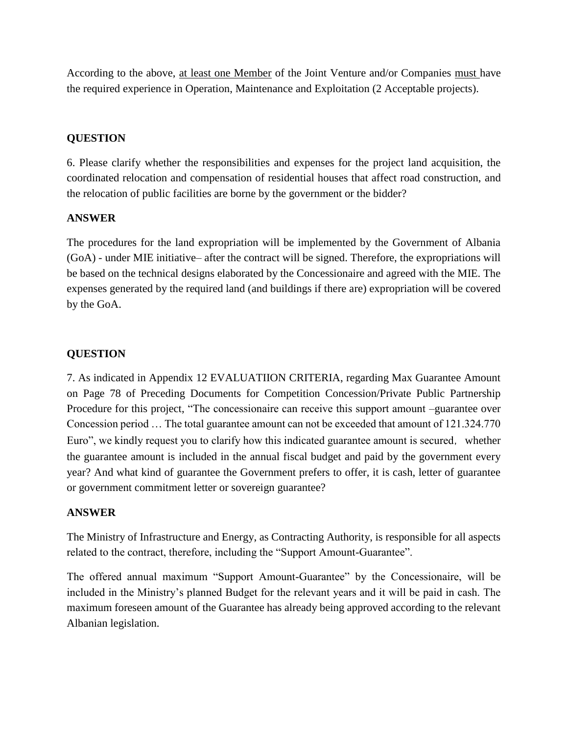According to the above, at least one Member of the Joint Venture and/or Companies must have the required experience in Operation, Maintenance and Exploitation (2 Acceptable projects).

**QUESTION**

6. Please clarify whether the responsibilities and expenses for the project land acquisition, the coordinated relocation and compensation of residential houses that affect road construction, and the relocation of public facilities are borne by the government or the bidder?

**ANSWER**

The procedures for the land expropriation will be implemented by the Government of Albania (GoA) - under MIE initiative– after the contract will be signed. Therefore, the expropriations will be based on the technical designs elaborated by the Concessionaire and agreed with the MIE. The expenses generated by the required land (and buildings if there are) expropriation will be covered by the GoA.

**QUESTION**

7. As indicated in Appendix 12 EVALUATIION CRITERIA, regarding Max Guarantee Amount on Page 78 of Preceding Documents for Competition Concession/Private Public Partnership Procedure for this project, "The concessionaire can receive this support amount –guarantee over Concession period … The total guarantee amount can not be exceeded that amount of 121.324.770 Euro", we kindly request you to clarify how this indicated guarantee amount is secured, whether the guarantee amount is included in the annual fiscal budget and paid by the government every year? And what kind of guarantee the Government prefers to offer, it is cash, letter of guarantee or government commitment letter or sovereign guarantee?

**ANSWER**

The Ministry of Infrastructure and Energy, as Contracting Authority, is responsible for all aspects related to the contract, therefore, including the "Support Amount-Guarantee".

The offered annual maximum "Support Amount-Guarantee" by the Concessionaire, will be included in the Ministry's planned Budget for the relevant years and it will be paid in cash. The maximum foreseen amount of the Guarantee has already being approved according to the relevant Albanian legislation.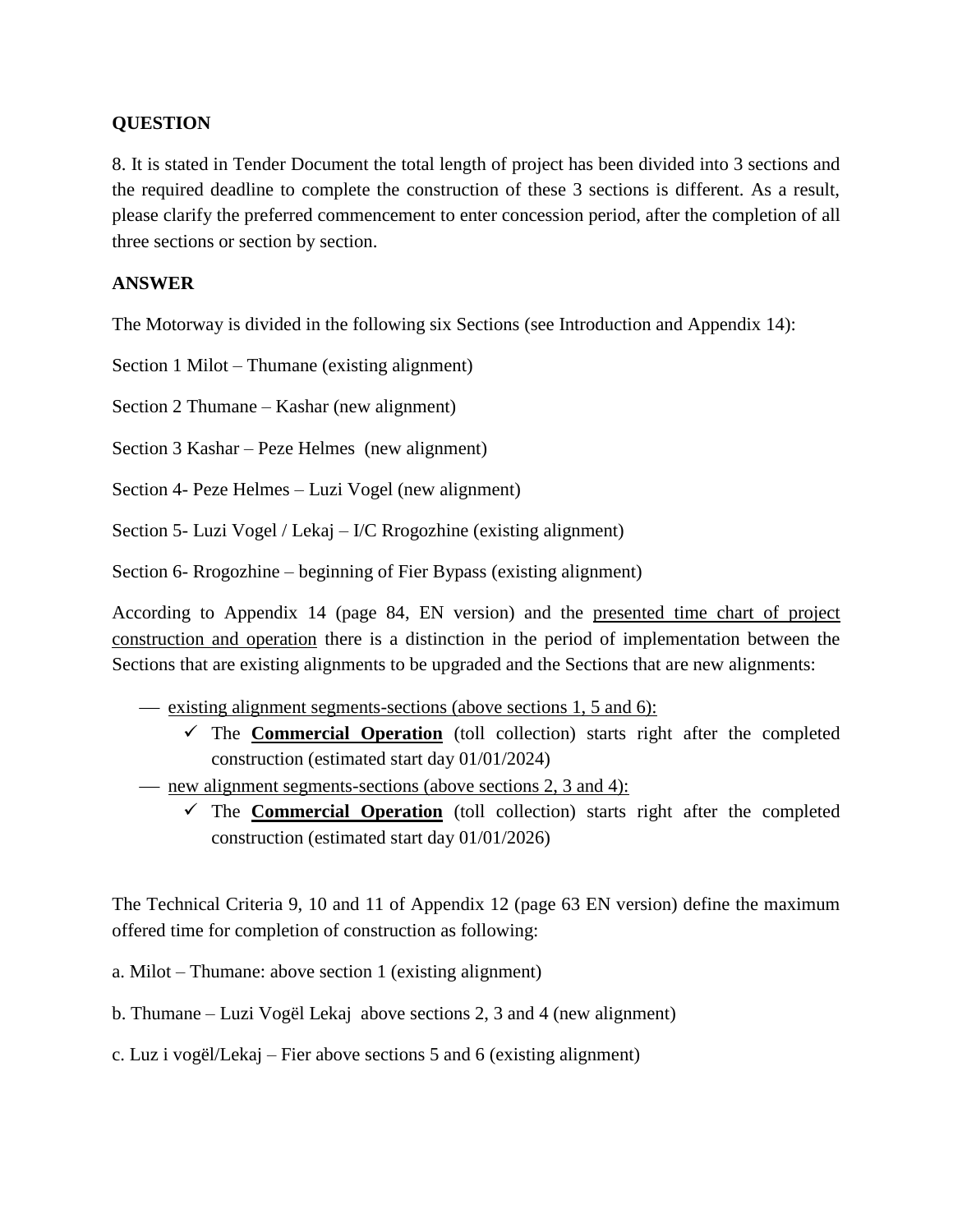**QUESTION**

8. It is stated in Tender Document the total length of project has been divided into 3 sections and the required deadline to complete the construction of these 3 sections is different. As a result, please clarify the preferred commencement to enter concession period, after the completion of all three sections or section by section.

**ANSWER**

The Motorway is divided in the following six Sections (see Introduction and Appendix 14):

Section 1 Milot – Thumane (existing alignment)

Section 2 Thumane – Kashar (new alignment)

Section 3 Kashar – Peze Helmes (new alignment)

Section 4- Peze Helmes – Luzi Vogel (new alignment)

Section 5- Luzi Vogel / Lekaj – I/C Rrogozhine (existing alignment)

Section 6- Rrogozhine – beginning of Fier Bypass (existing alignment)

According to Appendix 14 (page 84, EN version) and the presented time chart of project construction and operation there is a distinction in the period of implementation between the Sections that are existing alignments to be upgraded and the Sections that are new alignments:

- existing alignment segments-sections (above sections 1, 5 and 6):
  - ✓ The **Commercial Operation** (toll collection) starts right after the completed construction (estimated start day 01/01/2024)
- new alignment segments-sections (above sections 2, 3 and 4):
  - ✓ The **Commercial Operation** (toll collection) starts right after the completed construction (estimated start day 01/01/2026)

The Technical Criteria 9, 10 and 11 of Appendix 12 (page 63 EN version) define the maximum offered time for completion of construction as following:

a. Milot – Thumane: above section 1 (existing alignment)

b. Thumane – Luzi Vogël Lekaj above sections 2, 3 and 4 (new alignment)

c. Luz i vogël/Lekaj – Fier above sections 5 and 6 (existing alignment)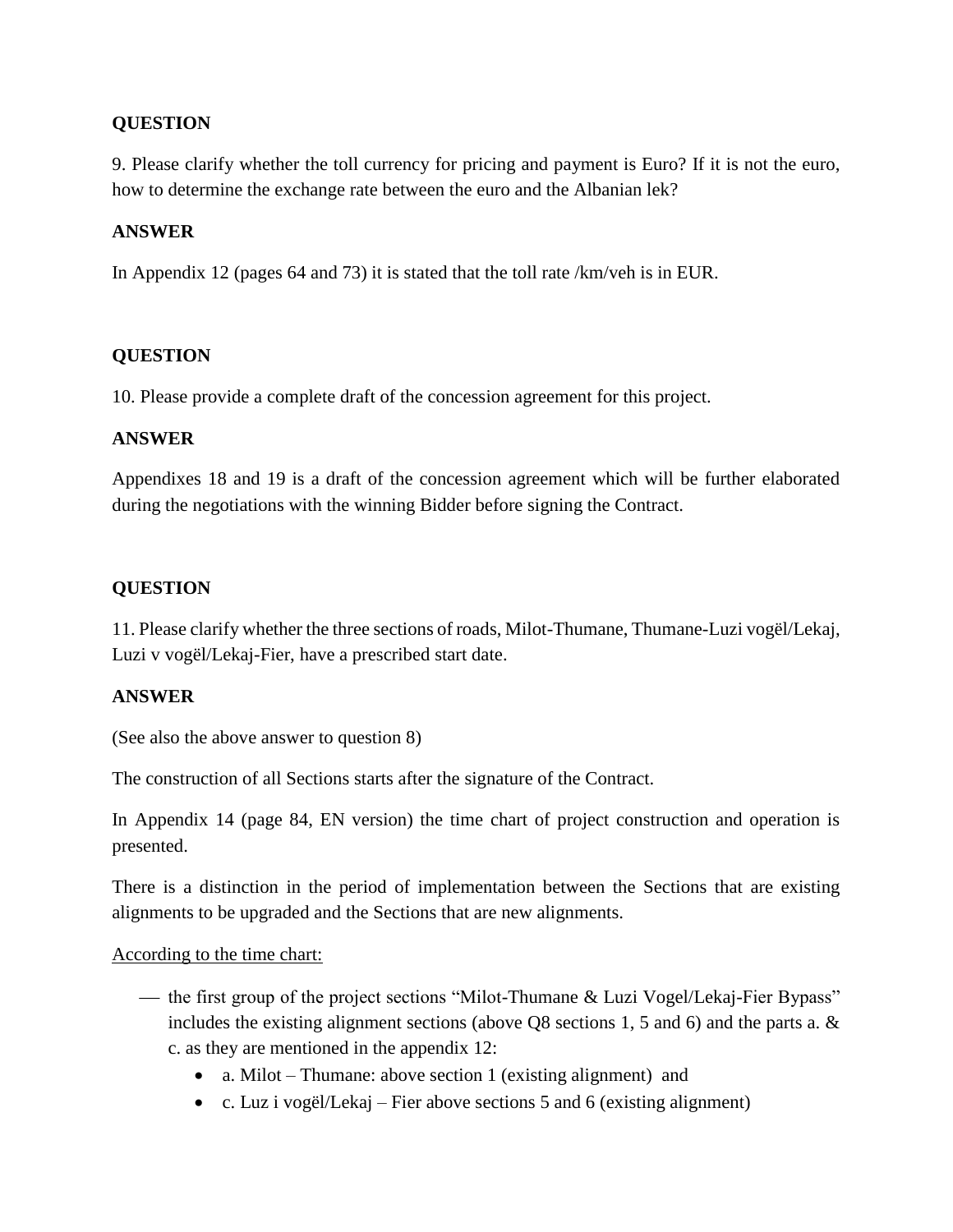**QUESTION**

9. Please clarify whether the toll currency for pricing and payment is Euro? If it is not the euro, how to determine the exchange rate between the euro and the Albanian lek?

**ANSWER**

In Appendix 12 (pages 64 and 73) it is stated that the toll rate /km/veh is in EUR.

**QUESTION**

10. Please provide a complete draft of the concession agreement for this project.

**ANSWER**

Appendixes 18 and 19 is a draft of the concession agreement which will be further elaborated during the negotiations with the winning Bidder before signing the Contract.

**QUESTION**

11. Please clarify whether the three sections of roads, Milot-Thumane, Thumane-Luzi vogël/Lekaj, Luzi v vogël/Lekaj-Fier, have a prescribed start date.

**ANSWER**

(See also the above answer to question 8)

The construction of all Sections starts after the signature of the Contract.

In Appendix 14 (page 84, EN version) the time chart of project construction and operation is presented.

There is a distinction in the period of implementation between the Sections that are existing alignments to be upgraded and the Sections that are new alignments.

<u>According to the time chart:</u>

- the first group of the project sections "Milot-Thumane & Luzi Vogel/Lekaj-Fier Bypass" includes the existing alignment sections (above Q8 sections 1, 5 and 6) and the parts a. & c. as they are mentioned in the appendix 12:
  - a. Milot – Thumane: above section 1 (existing alignment) and
  - c. Luz i vogël/Lekaj – Fier above sections 5 and 6 (existing alignment)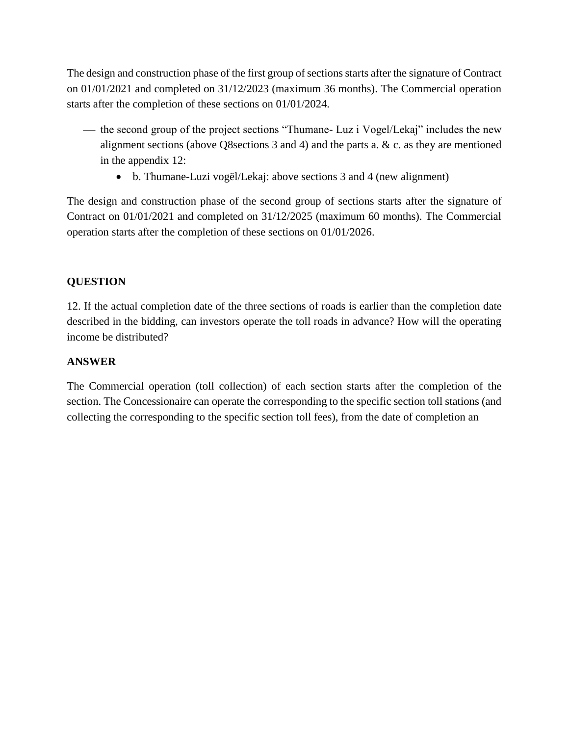The design and construction phase of the first group of sections starts after the signature of Contract on 01/01/2021 and completed on 31/12/2023 (maximum 36 months). The Commercial operation starts after the completion of these sections on 01/01/2024.

- the second group of the project sections "Thumane- Luz i Vogel/Lekaj" includes the new alignment sections (above Q8sections 3 and 4) and the parts a. & c. as they are mentioned in the appendix 12:
  - b. Thumane-Luzi vogël/Lekaj: above sections 3 and 4 (new alignment)

The design and construction phase of the second group of sections starts after the signature of Contract on 01/01/2021 and completed on 31/12/2025 (maximum 60 months). The Commercial operation starts after the completion of these sections on 01/01/2026.

**QUESTION**

12. If the actual completion date of the three sections of roads is earlier than the completion date described in the bidding, can investors operate the toll roads in advance? How will the operating income be distributed?

**ANSWER**

The Commercial operation (toll collection) of each section starts after the completion of the section. The Concessionaire can operate the corresponding to the specific section toll stations (and collecting the corresponding to the specific section toll fees), from the date of completion an